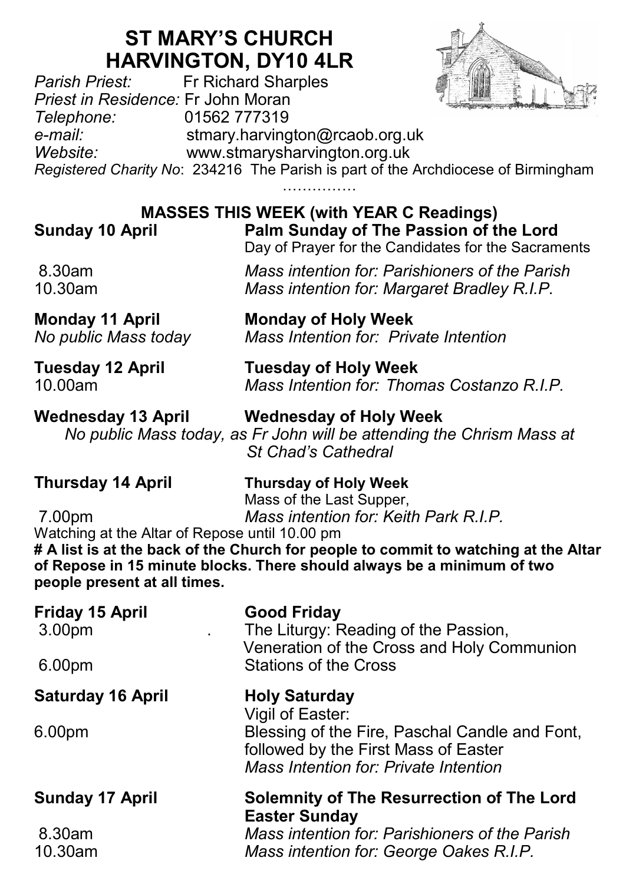# ST MARY'S CHURCH
# HARVINGTON, DY10 4LR

*Parish Priest:* Fr Richard Sharples
*Priest in Residence:* Fr John Moran
*Telephone:* 01562 777319
*e-mail:* stmary.harvington@rcaob.org.uk
*Website:* www.stmarysharvington.org.uk
*Registered Charity No*: 234216 The Parish is part of the Archdiocese of Birmingham

……………

## MASSES THIS WEEK (with YEAR C Readings)

**Sunday 10 April** — **Palm Sunday of The Passion of the Lord**
Day of Prayer for the Candidates for the Sacraments

8.30am — *Mass intention for: Parishioners of the Parish*
10.30am — *Mass intention for: Margaret Bradley R.I.P.*

**Monday 11 April** — **Monday of Holy Week**
*No public Mass today* — *Mass Intention for: Private Intention*

**Tuesday 12 April** — **Tuesday of Holy Week**
10.00am — *Mass Intention for: Thomas Costanzo R.I.P.*

**Wednesday 13 April** — **Wednesday of Holy Week**
*No public Mass today, as Fr John will be attending the Chrism Mass at St Chad's Cathedral*

**Thursday 14 April** — **Thursday of Holy Week**
Mass of the Last Supper,
7.00pm — *Mass intention for: Keith Park R.I.P.*
Watching at the Altar of Repose until 10.00 pm
**# A list is at the back of the Church for people to commit to watching at the Altar of Repose in 15 minute blocks. There should always be a minimum of two people present at all times.**

**Friday 15 April** — **Good Friday**
3.00pm . The Liturgy: Reading of the Passion, Veneration of the Cross and Holy Communion
6.00pm — Stations of the Cross

**Saturday 16 April** — **Holy Saturday**
Vigil of Easter:
6.00pm — Blessing of the Fire, Paschal Candle and Font, followed by the First Mass of Easter
*Mass Intention for: Private Intention*

**Sunday 17 April** — **Solemnity of The Resurrection of The Lord Easter Sunday**
8.30am — *Mass intention for: Parishioners of the Parish*
10.30am — *Mass intention for: George Oakes R.I.P.*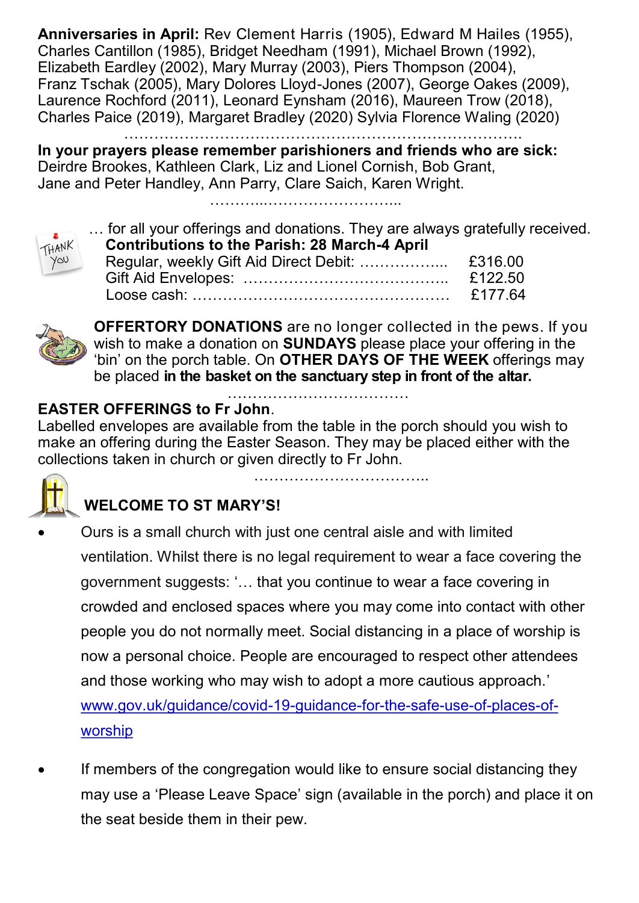**Anniversaries in April:** Rev Clement Harris (1905), Edward M Hailes (1955), Charles Cantillon (1985), Bridget Needham (1991), Michael Brown (1992), Elizabeth Eardley (2002), Mary Murray (2003), Piers Thompson (2004), Franz Tschak (2005), Mary Dolores Lloyd-Jones (2007), George Oakes (2009), Laurence Rochford (2011), Leonard Eynsham (2016), Maureen Trow (2018), Charles Paice (2019), Margaret Bradley (2020) Sylvia Florence Waling (2020)

…………………………………………………………………………

**In your prayers please remember parishioners and friends who are sick:** Deirdre Brookes, Kathleen Clark, Liz and Lionel Cornish, Bob Grant, Jane and Peter Handley, Ann Parry, Clare Saich, Karen Wright.

………..………………………..

… for all your offerings and donations. They are always gratefully received.

**Contributions to the Parish: 28 March-4 April**

| | |
|---|---|
| Regular, weekly Gift Aid Direct Debit: …………….. | £316.00 |
| Gift Aid Envelopes: ………………………………….. | £122.50 |
| Loose cash: …………………………………………… | £177.64 |

**OFFERTORY DONATIONS** are no longer collected in the pews. If you wish to make a donation on **SUNDAYS** please place your offering in the 'bin' on the porch table. On **OTHER DAYS OF THE WEEK** offerings may be placed **in the basket on the sanctuary step in front of the altar.**

………………………………

**EASTER OFFERINGS to Fr John**.

Labelled envelopes are available from the table in the porch should you wish to make an offering during the Easter Season. They may be placed either with the collections taken in church or given directly to Fr John.

……………………………..

**WELCOME TO ST MARY'S!**

- Ours is a small church with just one central aisle and with limited ventilation. Whilst there is no legal requirement to wear a face covering the government suggests: '… that you continue to wear a face covering in crowded and enclosed spaces where you may come into contact with other people you do not normally meet. Social distancing in a place of worship is now a personal choice. People are encouraged to respect other attendees and those working who may wish to adopt a more cautious approach.' www.gov.uk/guidance/covid-19-guidance-for-the-safe-use-of-places-of-worship

- If members of the congregation would like to ensure social distancing they may use a 'Please Leave Space' sign (available in the porch) and place it on the seat beside them in their pew.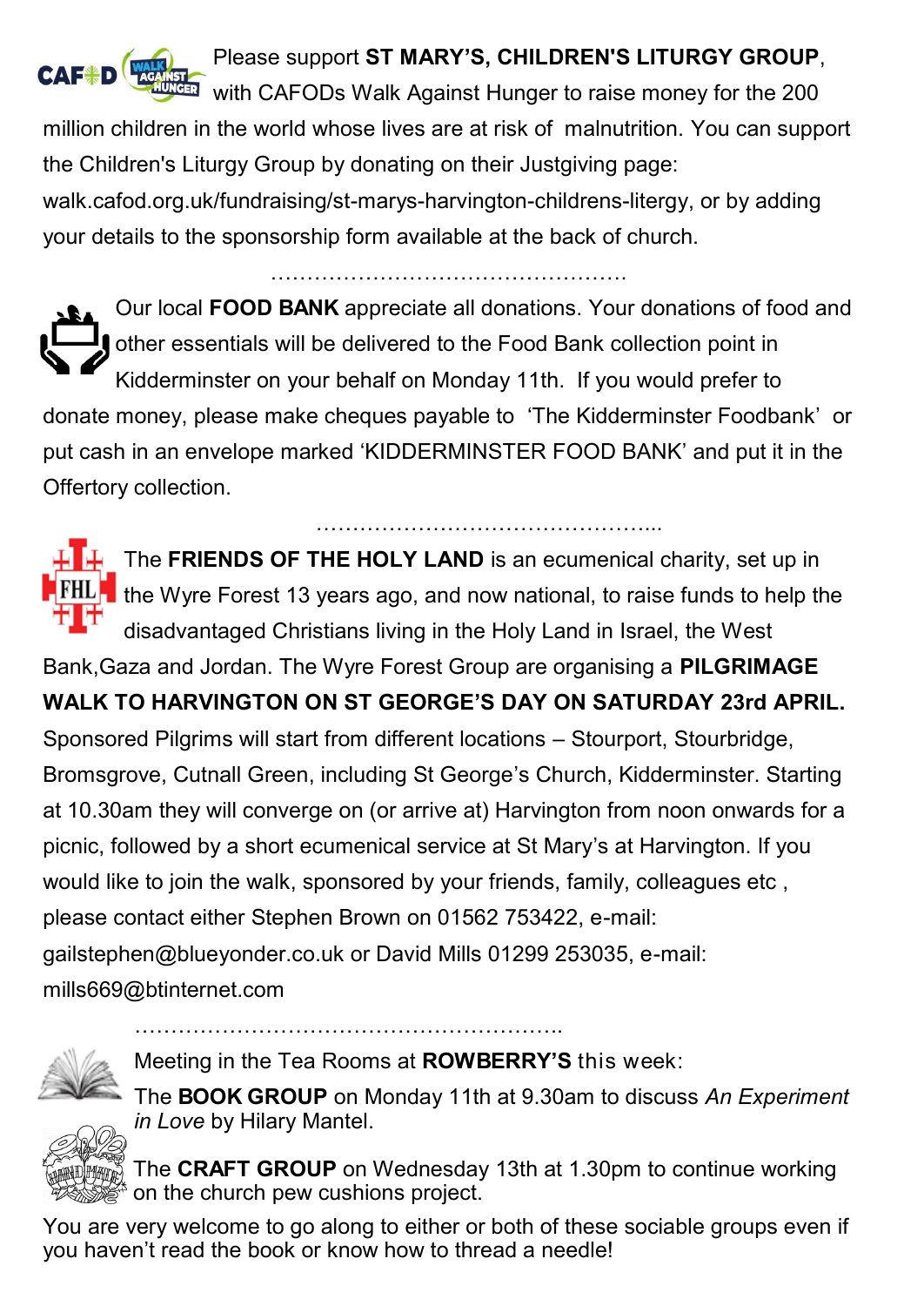Please support **ST MARY'S, CHILDREN'S LITURGY GROUP**, with CAFODs Walk Against Hunger to raise money for the 200 million children in the world whose lives are at risk of malnutrition. You can support the Children's Liturgy Group by donating on their Justgiving page: walk.cafod.org.uk/fundraising/st-marys-harvington-childrens-litergy, or by adding your details to the sponsorship form available at the back of church.

…………………………………………

Our local **FOOD BANK** appreciate all donations. Your donations of food and other essentials will be delivered to the Food Bank collection point in Kidderminster on your behalf on Monday 11th. If you would prefer to donate money, please make cheques payable to 'The Kidderminster Foodbank' or put cash in an envelope marked 'KIDDERMINSTER FOOD BANK' and put it in the Offertory collection.

…………………………………………

The **FRIENDS OF THE HOLY LAND** is an ecumenical charity, set up in the Wyre Forest 13 years ago, and now national, to raise funds to help the disadvantaged Christians living in the Holy Land in Israel, the West Bank,Gaza and Jordan. The Wyre Forest Group are organising a **PILGRIMAGE WALK TO HARVINGTON ON ST GEORGE'S DAY ON SATURDAY 23rd APRIL.** Sponsored Pilgrims will start from different locations – Stourport, Stourbridge, Bromsgrove, Cutnall Green, including St George's Church, Kidderminster. Starting at 10.30am they will converge on (or arrive at) Harvington from noon onwards for a picnic, followed by a short ecumenical service at St Mary's at Harvington. If you would like to join the walk, sponsored by your friends, family, colleagues etc , please contact either Stephen Brown on 01562 753422, e-mail: gailstephen@blueyonder.co.uk or David Mills 01299 253035, e-mail: mills669@btinternet.com

…………………………………………………

Meeting in the Tea Rooms at **ROWBERRY'S** this week:

The **BOOK GROUP** on Monday 11th at 9.30am to discuss *An Experiment in Love* by Hilary Mantel.

The **CRAFT GROUP** on Wednesday 13th at 1.30pm to continue working on the church pew cushions project.

You are very welcome to go along to either or both of these sociable groups even if you haven't read the book or know how to thread a needle!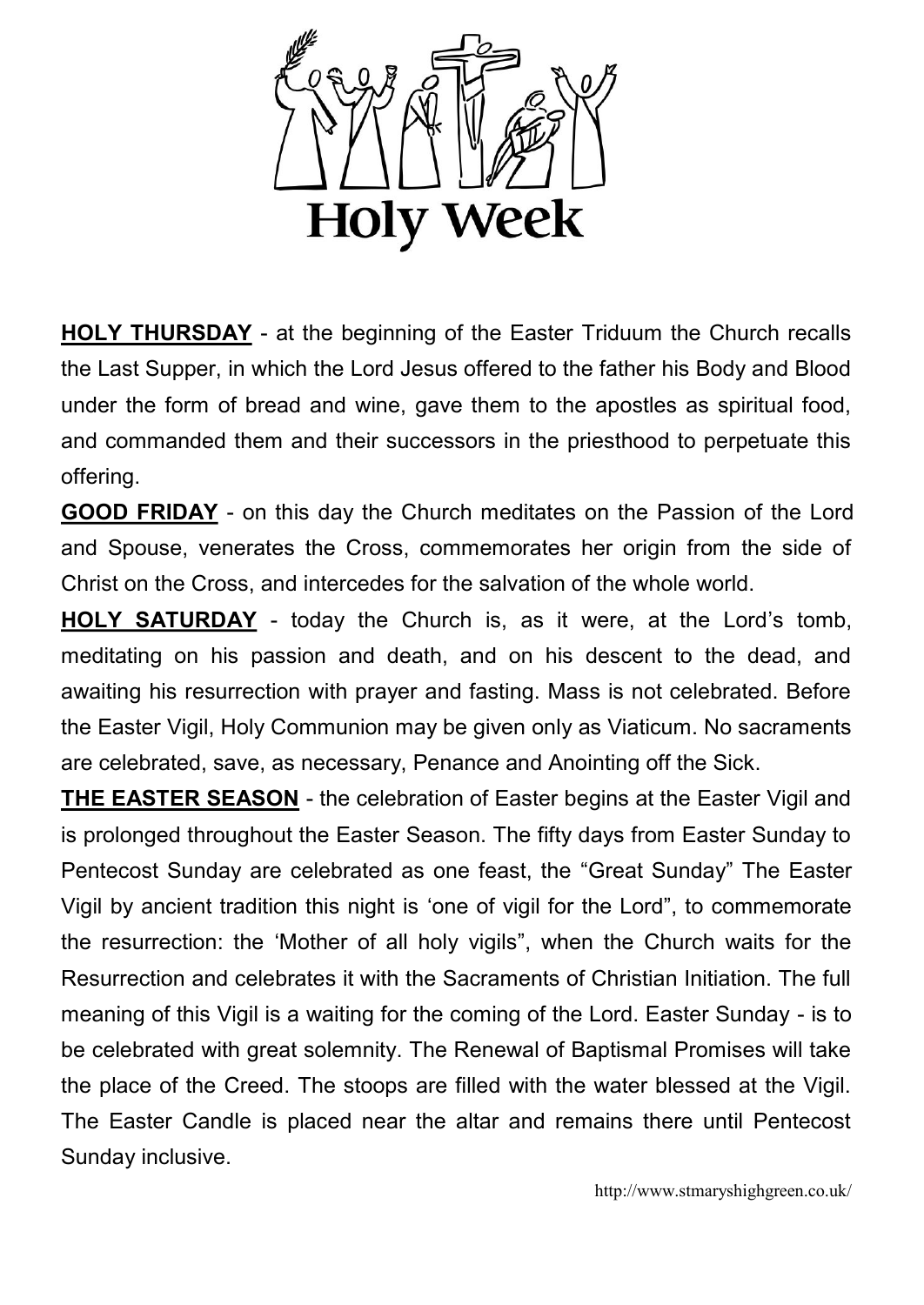# Holy Week

**HOLY THURSDAY** - at the beginning of the Easter Triduum the Church recalls the Last Supper, in which the Lord Jesus offered to the father his Body and Blood under the form of bread and wine, gave them to the apostles as spiritual food, and commanded them and their successors in the priesthood to perpetuate this offering.

**GOOD FRIDAY** - on this day the Church meditates on the Passion of the Lord and Spouse, venerates the Cross, commemorates her origin from the side of Christ on the Cross, and intercedes for the salvation of the whole world.

**HOLY SATURDAY** - today the Church is, as it were, at the Lord's tomb, meditating on his passion and death, and on his descent to the dead, and awaiting his resurrection with prayer and fasting. Mass is not celebrated. Before the Easter Vigil, Holy Communion may be given only as Viaticum. No sacraments are celebrated, save, as necessary, Penance and Anointing off the Sick.

**THE EASTER SEASON** - the celebration of Easter begins at the Easter Vigil and is prolonged throughout the Easter Season. The fifty days from Easter Sunday to Pentecost Sunday are celebrated as one feast, the "Great Sunday" The Easter Vigil by ancient tradition this night is 'one of vigil for the Lord", to commemorate the resurrection: the 'Mother of all holy vigils", when the Church waits for the Resurrection and celebrates it with the Sacraments of Christian Initiation. The full meaning of this Vigil is a waiting for the coming of the Lord. Easter Sunday - is to be celebrated with great solemnity. The Renewal of Baptismal Promises will take the place of the Creed. The stoops are filled with the water blessed at the Vigil. The Easter Candle is placed near the altar and remains there until Pentecost Sunday inclusive.

http://www.stmaryshighgreen.co.uk/